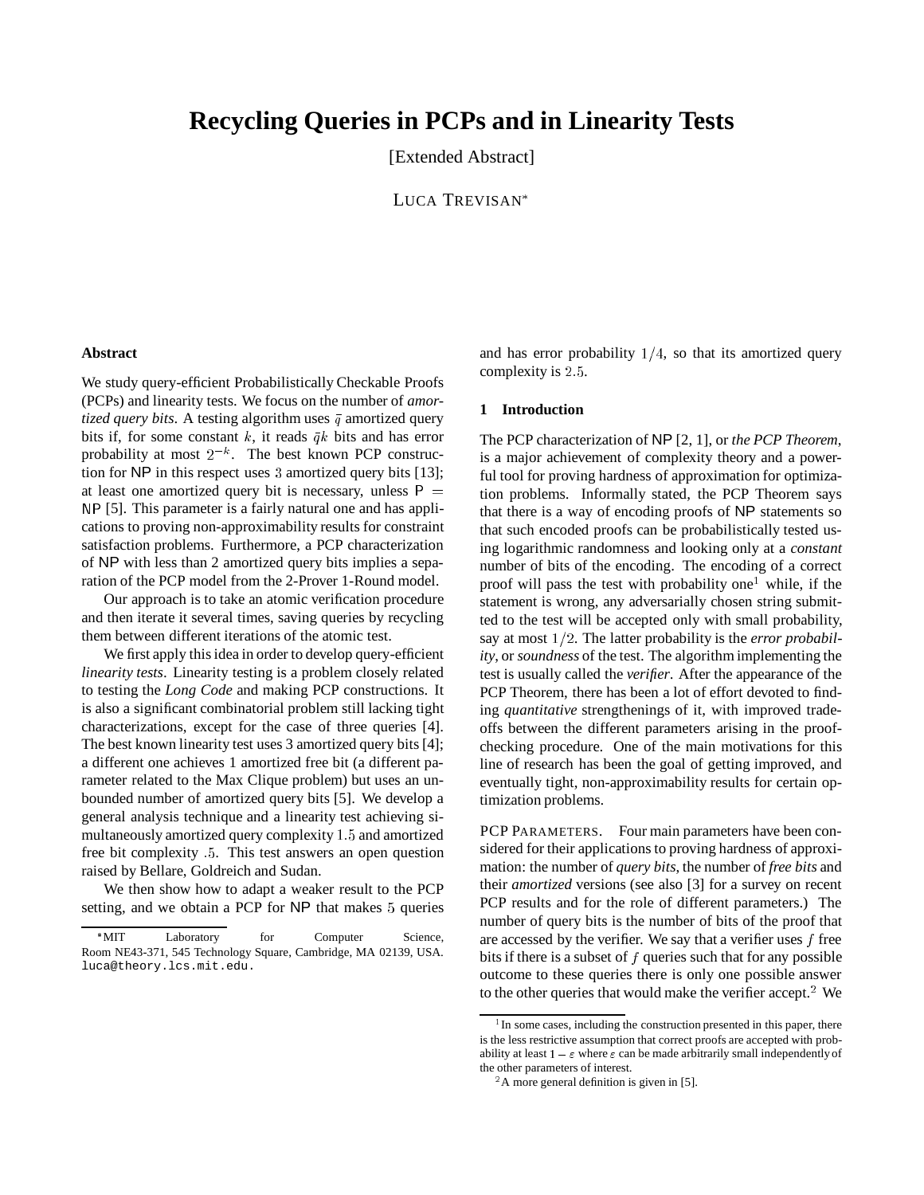# Recycling Queries in PCPs and in Linearity Tests

[Extended Abstract]

LUCA TREVISAN*

## Abstract

We study query-efficient Probabilistically Checkable Proofs (PCPs) and linearity tests. We focus on the number of *amortized query bits*. A testing algorithm uses $\bar{q}$ amortized query bits if, for some constant $k$, it reads $\bar{q}k$ bits and has error probability at most $2^{-k}$. The best known PCP construction for NP in this respect uses 3 amortized query bits [13]; at least one amortized query bit is necessary, unless P = NP [5]. This parameter is a fairly natural one and has applications to proving non-approximability results for constraint satisfaction problems. Furthermore, a PCP characterization of NP with less than 2 amortized query bits implies a separation of the PCP model from the 2-Prover 1-Round model.

Our approach is to take an atomic verification procedure and then iterate it several times, saving queries by recycling them between different iterations of the atomic test.

We first apply this idea in order to develop query-efficient *linearity tests*. Linearity testing is a problem closely related to testing the *Long Code* and making PCP constructions. It is also a significant combinatorial problem still lacking tight characterizations, except for the case of three queries [4]. The best known linearity test uses 3 amortized query bits [4]; a different one achieves 1 amortized free bit (a different parameter related to the Max Clique problem) but uses an unbounded number of amortized query bits [5]. We develop a general analysis technique and a linearity test achieving simultaneously amortized query complexity 1.5 and amortized free bit complexity .5. This test answers an open question raised by Bellare, Goldreich and Sudan.

We then show how to adapt a weaker result to the PCP setting, and we obtain a PCP for NP that makes 5 queries and has error probability $1/4$, so that its amortized query complexity is 2.5.

## 1 Introduction

The PCP characterization of NP [2, 1], or *the PCP Theorem*, is a major achievement of complexity theory and a powerful tool for proving hardness of approximation for optimization problems. Informally stated, the PCP Theorem says that there is a way of encoding proofs of NP statements so that such encoded proofs can be probabilistically tested using logarithmic randomness and looking only at a *constant* number of bits of the encoding. The encoding of a correct proof will pass the test with probability one[1] while, if the statement is wrong, any adversarially chosen string submitted to the test will be accepted only with small probability, say at most $1/2$. The latter probability is the *error probability*, or *soundness* of the test. The algorithm implementing the test is usually called the *verifier*. After the appearance of the PCP Theorem, there has been a lot of effort devoted to finding *quantitative* strengthenings of it, with improved tradeoffs between the different parameters arising in the proof-checking procedure. One of the main motivations for this line of research has been the goal of getting improved, and eventually tight, non-approximability results for certain optimization problems.

PCP PARAMETERS. Four main parameters have been considered for their applications to proving hardness of approximation: the number of *query bits*, the number of *free bits* and their *amortized* versions (see also [3] for a survey on recent PCP results and for the role of different parameters.) The number of query bits is the number of bits of the proof that are accessed by the verifier. We say that a verifier uses $f$ free bits if there is a subset of $f$ queries such that for any possible outcome to these queries there is only one possible answer to the other queries that would make the verifier accept.[2] We

---

*MIT Laboratory for Computer Science, Room NE43-371, 545 Technology Square, Cambridge, MA 02139, USA. luca@theory.lcs.mit.edu.

[1] In some cases, including the construction presented in this paper, there is the less restrictive assumption that correct proofs are accepted with probability at least $1 - \varepsilon$ where $\varepsilon$ can be made arbitrarily small independently of the other parameters of interest.

[2] A more general definition is given in [5].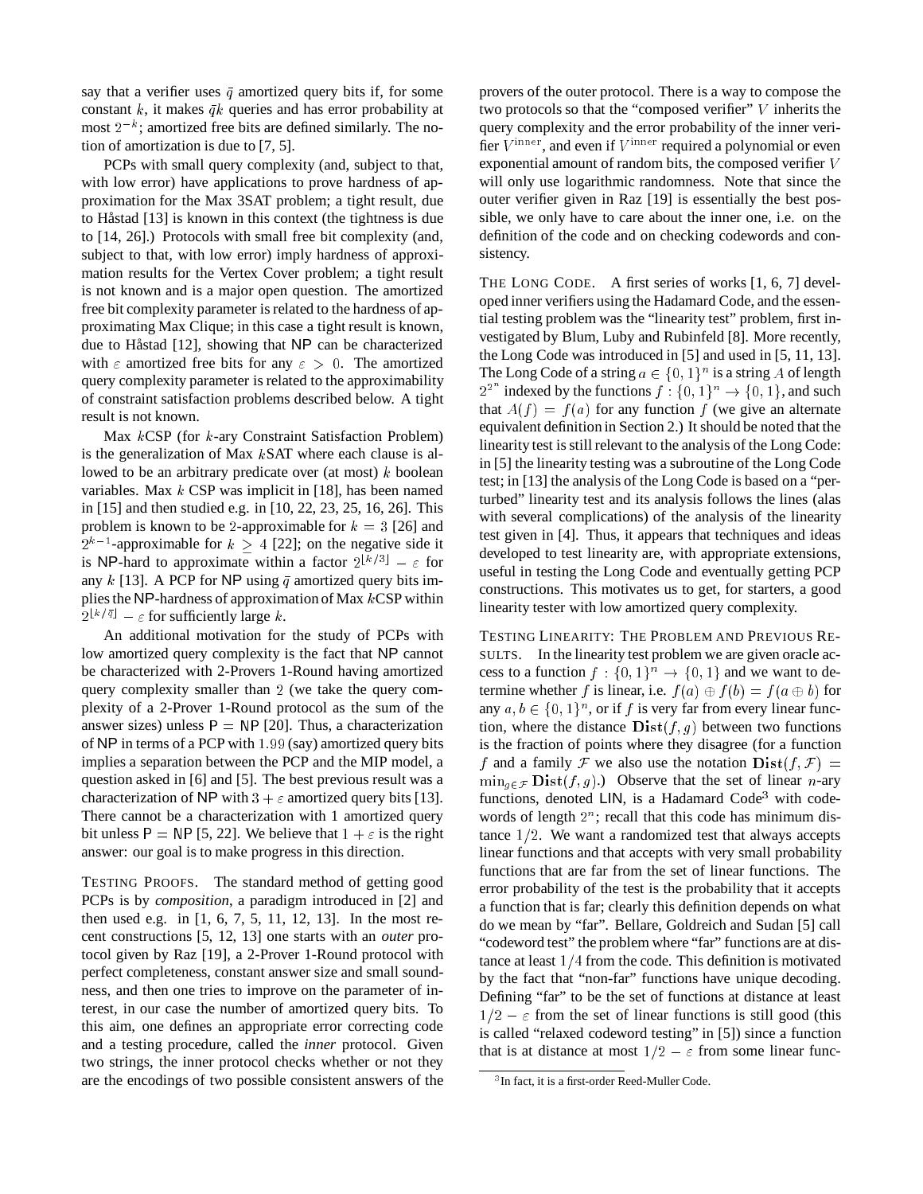say that a verifier uses $\bar{q}$ amortized query bits if, for some constant $k$, it makes $\bar{q}k$ queries and has error probability at most $2^{-k}$; amortized free bits are defined similarly. The notion of amortization is due to [7, 5].

PCPs with small query complexity (and, subject to that, with low error) have applications to prove hardness of approximation for the Max 3SAT problem; a tight result, due to Håstad [13] is known in this context (the tightness is due to [14, 26].) Protocols with small free bit complexity (and, subject to that, with low error) imply hardness of approximation results for the Vertex Cover problem; a tight result is not known and is a major open question. The amortized free bit complexity parameter is related to the hardness of approximating Max Clique; in this case a tight result is known, due to Håstad [12], showing that NP can be characterized with $\varepsilon$ amortized free bits for any $\varepsilon > 0$. The amortized query complexity parameter is related to the approximability of constraint satisfaction problems described below. A tight result is not known.

Max $k$CSP (for $k$-ary Constraint Satisfaction Problem) is the generalization of Max $k$SAT where each clause is allowed to be an arbitrary predicate over (at most) $k$ boolean variables. Max $k$ CSP was implicit in [18], has been named in [15] and then studied e.g. in [10, 22, 23, 25, 16, 26]. This problem is known to be 2-approximable for $k = 3$ [26] and $2^{k-1}$-approximable for $k \geq 4$ [22]; on the negative side it is NP-hard to approximate within a factor $2^{\lfloor k/3 \rfloor} - \varepsilon$ for any $k$ [13]. A PCP for NP using $\bar{q}$ amortized query bits implies the NP-hardness of approximation of Max $k$CSP within $2^{\lfloor k/\bar{q} \rfloor} - \varepsilon$ for sufficiently large $k$.

An additional motivation for the study of PCPs with low amortized query complexity is the fact that NP cannot be characterized with 2-Provers 1-Round having amortized query complexity smaller than 2 (we take the query complexity of a 2-Prover 1-Round protocol as the sum of the answer sizes) unless $\mathsf{P} = \mathsf{NP}$ [20]. Thus, a characterization of NP in terms of a PCP with 1.99 (say) amortized query bits implies a separation between the PCP and the MIP model, a question asked in [6] and [5]. The best previous result was a characterization of NP with $3 + \varepsilon$ amortized query bits [13]. There cannot be a characterization with 1 amortized query bit unless $\mathsf{P} = \mathsf{NP}$ [5, 22]. We believe that $1 + \varepsilon$ is the right answer: our goal is to make progress in this direction.

TESTING PROOFS. The standard method of getting good PCPs is by *composition*, a paradigm introduced in [2] and then used e.g. in [1, 6, 7, 5, 11, 12, 13]. In the most recent constructions [5, 12, 13] one starts with an *outer* protocol given by Raz [19], a 2-Prover 1-Round protocol with perfect completeness, constant answer size and small soundness, and then one tries to improve on the parameter of interest, in our case the number of amortized query bits. To this aim, one defines an appropriate error correcting code and a testing procedure, called the *inner* protocol. Given two strings, the inner protocol checks whether or not they are the encodings of two possible consistent answers of the provers of the outer protocol. There is a way to compose the two protocols so that the "composed verifier" $V$ inherits the query complexity and the error probability of the inner verifier $V^{\text{inner}}$, and even if $V^{\text{inner}}$ required a polynomial or even exponential amount of random bits, the composed verifier $V$ will only use logarithmic randomness. Note that since the outer verifier given in Raz [19] is essentially the best possible, we only have to care about the inner one, i.e. on the definition of the code and on checking codewords and consistency.

THE LONG CODE. A first series of works [1, 6, 7] developed inner verifiers using the Hadamard Code, and the essential testing problem was the "linearity test" problem, first investigated by Blum, Luby and Rubinfeld [8]. More recently, the Long Code was introduced in [5] and used in [5, 11, 13]. The Long Code of a string $a \in \{0,1\}^n$ is a string $A$ of length $2^{2^n}$ indexed by the functions $f : \{0,1\}^n \to \{0,1\}$, and such that $A(f) = f(a)$ for any function $f$ (we give an alternate equivalent definition in Section 2.) It should be noted that the linearity test is still relevant to the analysis of the Long Code: in [5] the linearity testing was a subroutine of the Long Code test; in [13] the analysis of the Long Code is based on a "perturbed" linearity test and its analysis follows the lines (alas with several complications) of the analysis of the linearity test given in [4]. Thus, it appears that techniques and ideas developed to test linearity are, with appropriate extensions, useful in testing the Long Code and eventually getting PCP constructions. This motivates us to get, for starters, a good linearity tester with low amortized query complexity.

TESTING LINEARITY: THE PROBLEM AND PREVIOUS RESULTS. In the linearity test problem we are given oracle access to a function $f : \{0,1\}^n \to \{0,1\}$ and we want to determine whether $f$ is linear, i.e. $f(a) \oplus f(b) = f(a \oplus b)$ for any $a, b \in \{0,1\}^n$, or if $f$ is very far from every linear function, where the distance $\mathbf{Dist}(f, g)$ between two functions is the fraction of points where they disagree (for a function $f$ and a family $\mathcal{F}$ we also use the notation $\mathbf{Dist}(f, \mathcal{F}) = \min_{g \in \mathcal{F}} \mathbf{Dist}(f, g)$.) Observe that the set of linear $n$-ary functions, denoted LIN, is a Hadamard Code[3] with codewords of length $2^n$; recall that this code has minimum distance $1/2$. We want a randomized test that always accepts linear functions and that accepts with very small probability functions that are far from the set of linear functions. The error probability of the test is the probability that it accepts a function that is far; clearly this definition depends on what do we mean by "far". Bellare, Goldreich and Sudan [5] call "codeword test" the problem where "far" functions are at distance at least $1/4$ from the code. This definition is motivated by the fact that "non-far" functions have unique decoding. Defining "far" to be the set of functions at distance at least $1/2 - \varepsilon$ from the set of linear functions is still good (this is called "relaxed codeword testing" in [5]) since a function that is at distance at most $1/2 - \varepsilon$ from some linear func-

[3] In fact, it is a first-order Reed-Muller Code.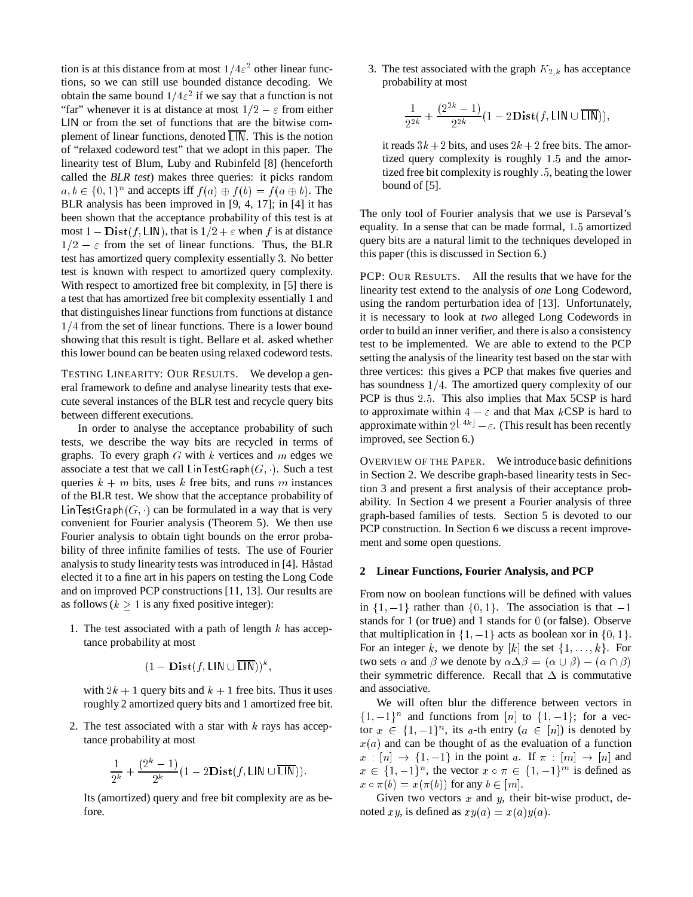tion is at this distance from at most $1/4\varepsilon^2$ other linear functions, so we can still use bounded distance decoding. We obtain the same bound $1/4\varepsilon^2$ if we say that a function is not "far" whenever it is at distance at most $1/2 - \varepsilon$ from either $\mathsf{LIN}$ or from the set of functions that are the bitwise complement of linear functions, denoted $\overline{\mathsf{LIN}}$. This is the notion of "relaxed codeword test" that we adopt in this paper. The linearity test of Blum, Luby and Rubinfeld [8] (henceforth called the *BLR test*) makes three queries: it picks random $a, b \in \{0,1\}^n$ and accepts iff $f(a) \oplus f(b) = f(a \oplus b)$. The BLR analysis has been improved in [9, 4, 17]; in [4] it has been shown that the acceptance probability of this test is at most $1 - \mathbf{Dist}(f, \mathsf{LIN})$, that is $1/2 + \varepsilon$ when $f$ is at distance $1/2 - \varepsilon$ from the set of linear functions. Thus, the BLR test has amortized query complexity essentially 3. No better test is known with respect to amortized query complexity. With respect to amortized free bit complexity, in [5] there is a test that has amortized free bit complexity essentially 1 and that distinguishes linear functions from functions at distance $1/4$ from the set of linear functions. There is a lower bound showing that this result is tight. Bellare et al. asked whether this lower bound can be beaten using relaxed codeword tests.

TESTING LINEARITY: OUR RESULTS. We develop a general framework to define and analyse linearity tests that execute several instances of the BLR test and recycle query bits between different executions.

In order to analyse the acceptance probability of such tests, we describe the way bits are recycled in terms of graphs. To every graph $G$ with $k$ vertices and $m$ edges we associate a test that we call $\mathsf{LinTestGraph}(G, \cdot)$. Such a test queries $k + m$ bits, uses $k$ free bits, and runs $m$ instances of the BLR test. We show that the acceptance probability of $\mathsf{LinTestGraph}(G, \cdot)$ can be formulated in a way that is very convenient for Fourier analysis (Theorem 5). We then use Fourier analysis to obtain tight bounds on the error probability of three infinite families of tests. The use of Fourier analysis to study linearity tests was introduced in [4]. Håstad elected it to a fine art in his papers on testing the Long Code and on improved PCP constructions [11, 13]. Our results are as follows ($k \geq 1$ is any fixed positive integer):

1. The test associated with a path of length $k$ has acceptance probability at most

$$(1 - \mathbf{Dist}(f, \mathsf{LIN} \cup \overline{\mathsf{LIN}}))^k,$$

   with $2k+1$ query bits and $k+1$ free bits. Thus it uses roughly 2 amortized query bits and 1 amortized free bit.

2. The test associated with a star with $k$ rays has acceptance probability at most

$$\frac{1}{2^k} + \frac{(2^k - 1)}{2^k}(1 - 2\mathbf{Dist}(f, \mathsf{LIN} \cup \overline{\mathsf{LIN}})).$$

   Its (amortized) query and free bit complexity are as before.

3. The test associated with the graph $K_{2,k}$ has acceptance probability at most

$$\frac{1}{2^{2k}} + \frac{(2^{2k} - 1)}{2^{2k}}(1 - 2\mathbf{Dist}(f, \mathsf{LIN} \cup \overline{\mathsf{LIN}})),$$

   it reads $3k+2$ bits, and uses $2k+2$ free bits. The amortized query complexity is roughly $1.5$ and the amortized free bit complexity is roughly $.5$, beating the lower bound of [5].

The only tool of Fourier analysis that we use is Parseval's equality. In a sense that can be made formal, $1.5$ amortized query bits are a natural limit to the techniques developed in this paper (this is discussed in Section 6.)

PCP: OUR RESULTS. All the results that we have for the linearity test extend to the analysis of *one* Long Codeword, using the random perturbation idea of [13]. Unfortunately, it is necessary to look at *two* alleged Long Codewords in order to build an inner verifier, and there is also a consistency test to be implemented. We are able to extend to the PCP setting the analysis of the linearity test based on the star with three vertices: this gives a PCP that makes five queries and has soundness $1/4$. The amortized query complexity of our PCP is thus $2.5$. This also implies that Max 5CSP is hard to approximate within $4 - \varepsilon$ and that Max $k$CSP is hard to approximate within $2^{\lfloor .4k \rfloor} - \varepsilon$. (This result has been recently improved, see Section 6.)

OVERVIEW OF THE PAPER. We introduce basic definitions in Section 2. We describe graph-based linearity tests in Section 3 and present a first analysis of their acceptance probability. In Section 4 we present a Fourier analysis of three graph-based families of tests. Section 5 is devoted to our PCP construction. In Section 6 we discuss a recent improvement and some open questions.

## 2 Linear Functions, Fourier Analysis, and PCP

From now on boolean functions will be defined with values in $\{1, -1\}$ rather than $\{0, 1\}$. The association is that $-1$ stands for 1 (or $\mathsf{true}$) and 1 stands for 0 (or $\mathsf{false}$). Observe that multiplication in $\{1, -1\}$ acts as boolean xor in $\{0, 1\}$. For an integer $k$, we denote by $[k]$ the set $\{1, \ldots, k\}$. For two sets $\alpha$ and $\beta$ we denote by $\alpha \Delta \beta = (\alpha \cup \beta) - (\alpha \cap \beta)$ their symmetric difference. Recall that $\Delta$ is commutative and associative.

We will often blur the difference between vectors in $\{1, -1\}^n$ and functions from $[n]$ to $\{1, -1\}$; for a vector $x \in \{1, -1\}^n$, its $a$-th entry ($a \in [n]$) is denoted by $x(a)$ and can be thought of as the evaluation of a function $x : [n] \to \{1, -1\}$ in the point $a$. If $\pi : [m] \to [n]$ and $x \in \{1, -1\}^n$, the vector $x \circ \pi \in \{1, -1\}^m$ is defined as $x \circ \pi(b) = x(\pi(b))$ for any $b \in [m]$.

Given two vectors $x$ and $y$, their bit-wise product, denoted $xy$, is defined as $xy(a) = x(a)y(a)$.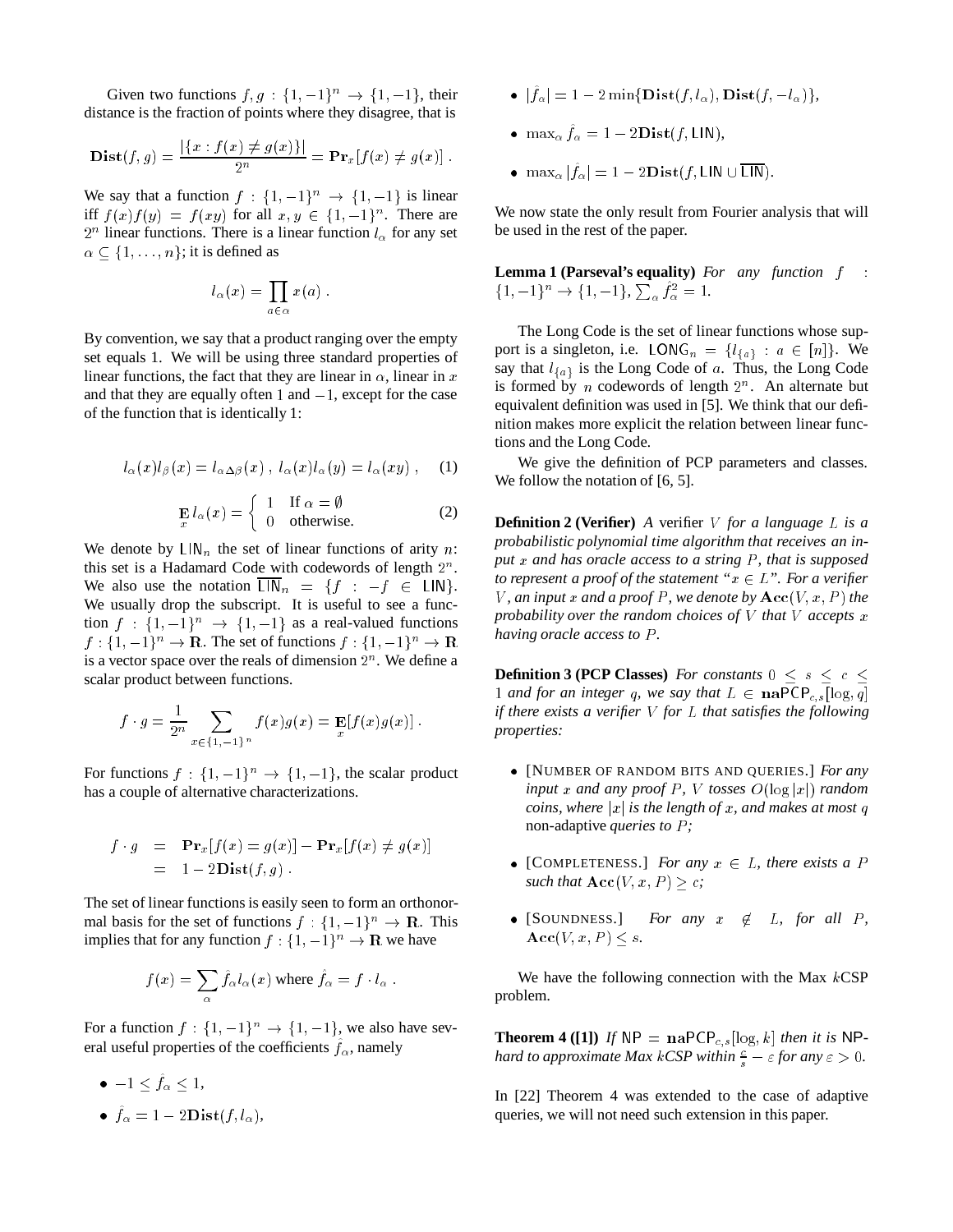Given two functions $f, g : \{1, -1\}^n \rightarrow \{1, -1\}$, their distance is the fraction of points where they disagree, that is

$$\mathbf{Dist}(f, g) = \frac{|\{x : f(x) \neq g(x)\}|}{2^n} = \mathbf{Pr}_x[f(x) \neq g(x)] .$$

We say that a function $f : \{1, -1\}^n \rightarrow \{1, -1\}$ is linear iff $f(x)f(y) = f(xy)$ for all $x, y \in \{1, -1\}^n$. There are $2^n$ linear functions. There is a linear function $l_\alpha$ for any set $\alpha \subseteq \{1, \ldots, n\}$; it is defined as

$$l_\alpha(x) = \prod_{a \in \alpha} x(a) .$$

By convention, we say that a product ranging over the empty set equals 1. We will be using three standard properties of linear functions, the fact that they are linear in $\alpha$, linear in $x$ and that they are equally often 1 and $-1$, except for the case of the function that is identically 1:

$$l_\alpha(x) l_\beta(x) = l_{\alpha \Delta \beta}(x) \; , \; l_\alpha(x) l_\alpha(y) = l_\alpha(xy) \; , \qquad (1)$$

$$\mathop{\mathbf{E}}_x l_\alpha(x) = \begin{cases} 1 & \text{If } \alpha = \emptyset \\ 0 & \text{otherwise.} \end{cases} \qquad (2)$$

We denote by $\mathsf{LIN}_n$ the set of linear functions of arity $n$: this set is a Hadamard Code with codewords of length $2^n$. We also use the notation $\overline{\mathsf{LIN}}_n = \{f : -f \in \mathsf{LIN}\}$. We usually drop the subscript. It is useful to see a function $f : \{1, -1\}^n \rightarrow \{1, -1\}$ as a real-valued functions $f : \{1, -1\}^n \rightarrow \mathbf{R}$. The set of functions $f : \{1, -1\}^n \rightarrow \mathbf{R}$ is a vector space over the reals of dimension $2^n$. We define a scalar product between functions.

$$f \cdot g = \frac{1}{2^n} \sum_{x \in \{1, -1\}^n} f(x) g(x) = \mathop{\mathbf{E}}_x [f(x) g(x)] .$$

For functions $f : \{1, -1\}^n \rightarrow \{1, -1\}$, the scalar product has a couple of alternative characterizations.

$$\begin{aligned} f \cdot g &= \mathbf{Pr}_x[f(x) = g(x)] - \mathbf{Pr}_x[f(x) \neq g(x)] \\ &= 1 - 2\mathbf{Dist}(f, g) . \end{aligned}$$

The set of linear functions is easily seen to form an orthonormal basis for the set of functions $f : \{1, -1\}^n \rightarrow \mathbf{R}$. This implies that for any function $f : \{1, -1\}^n \rightarrow \mathbf{R}$ we have

$$f(x) = \sum_\alpha \hat{f}_\alpha l_\alpha(x) \text{ where } \hat{f}_\alpha = f \cdot l_\alpha .$$

For a function $f : \{1, -1\}^n \rightarrow \{1, -1\}$, we also have several useful properties of the coefficients $\hat{f}_\alpha$, namely

- $-1 \leq \hat{f}_\alpha \leq 1$,
- $\hat{f}_\alpha = 1 - 2\mathbf{Dist}(f, l_\alpha)$,
- $|\hat{f}_\alpha| = 1 - 2 \min\{\mathbf{Dist}(f, l_\alpha), \mathbf{Dist}(f, -l_\alpha)\}$,
- $\max_\alpha \hat{f}_\alpha = 1 - 2\mathbf{Dist}(f, \mathsf{LIN})$,
- $\max_\alpha |\hat{f}_\alpha| = 1 - 2\mathbf{Dist}(f, \mathsf{LIN} \cup \overline{\mathsf{LIN}})$.

We now state the only result from Fourier analysis that will be used in the rest of the paper.

**Lemma 1 (Parseval's equality)** *For any function* $f : \{1, -1\}^n \rightarrow \{1, -1\}$, $\sum_\alpha \hat{f}_\alpha^2 = 1$.

The Long Code is the set of linear functions whose support is a singleton, i.e. $\mathsf{LONG}_n = \{l_{\{a\}} : a \in [n]\}$. We say that $l_{\{a\}}$ is the Long Code of $a$. Thus, the Long Code is formed by $n$ codewords of length $2^n$. An alternate but equivalent definition was used in [5]. We think that our definition makes more explicit the relation between linear functions and the Long Code.

We give the definition of PCP parameters and classes. We follow the notation of [6, 5].

**Definition 2 (Verifier)** *A* verifier $V$ *for a language* $L$ *is a probabilistic polynomial time algorithm that receives an input* $x$ *and has oracle access to a string* $P$*, that is supposed to represent a proof of the statement "*$x \in L$*". For a verifier* $V$*, an input* $x$ *and a proof* $P$*, we denote by* $\mathbf{Acc}(V, x, P)$ *the probability over the random choices of* $V$ *that* $V$ *accepts* $x$ *having oracle access to* $P$*.*

**Definition 3 (PCP Classes)** *For constants* $0 \leq s \leq c \leq 1$ *and for an integer* $q$*, we say that* $L \in \mathbf{na}\mathsf{PCP}_{c,s}[\log, q]$ *if there exists a verifier* $V$ *for* $L$ *that satisfies the following properties:*

- [NUMBER OF RANDOM BITS AND QUERIES.] *For any input* $x$ *and any proof* $P$*,* $V$ *tosses* $O(\log |x|)$ *random coins, where* $|x|$ *is the length of* $x$*, and makes at most* $q$ non-adaptive *queries to* $P$*;*
- [COMPLETENESS.] *For any* $x \in L$*, there exists a* $P$ *such that* $\mathbf{Acc}(V, x, P) \geq c$*;*
- [SOUNDNESS.] *For any* $x \notin L$*, for all* $P$*,* $\mathbf{Acc}(V, x, P) \leq s$*.*

We have the following connection with the Max $k$CSP problem.

**Theorem 4 ([1])** *If* $\mathsf{NP} = \mathbf{na}\mathsf{PCP}_{c,s}[\log, k]$ *then it is* $\mathsf{NP}$*-hard to approximate Max* $k$*CSP within* $\frac{c}{s} - \varepsilon$ *for any* $\varepsilon > 0$*.*

In [22] Theorem 4 was extended to the case of adaptive queries, we will not need such extension in this paper.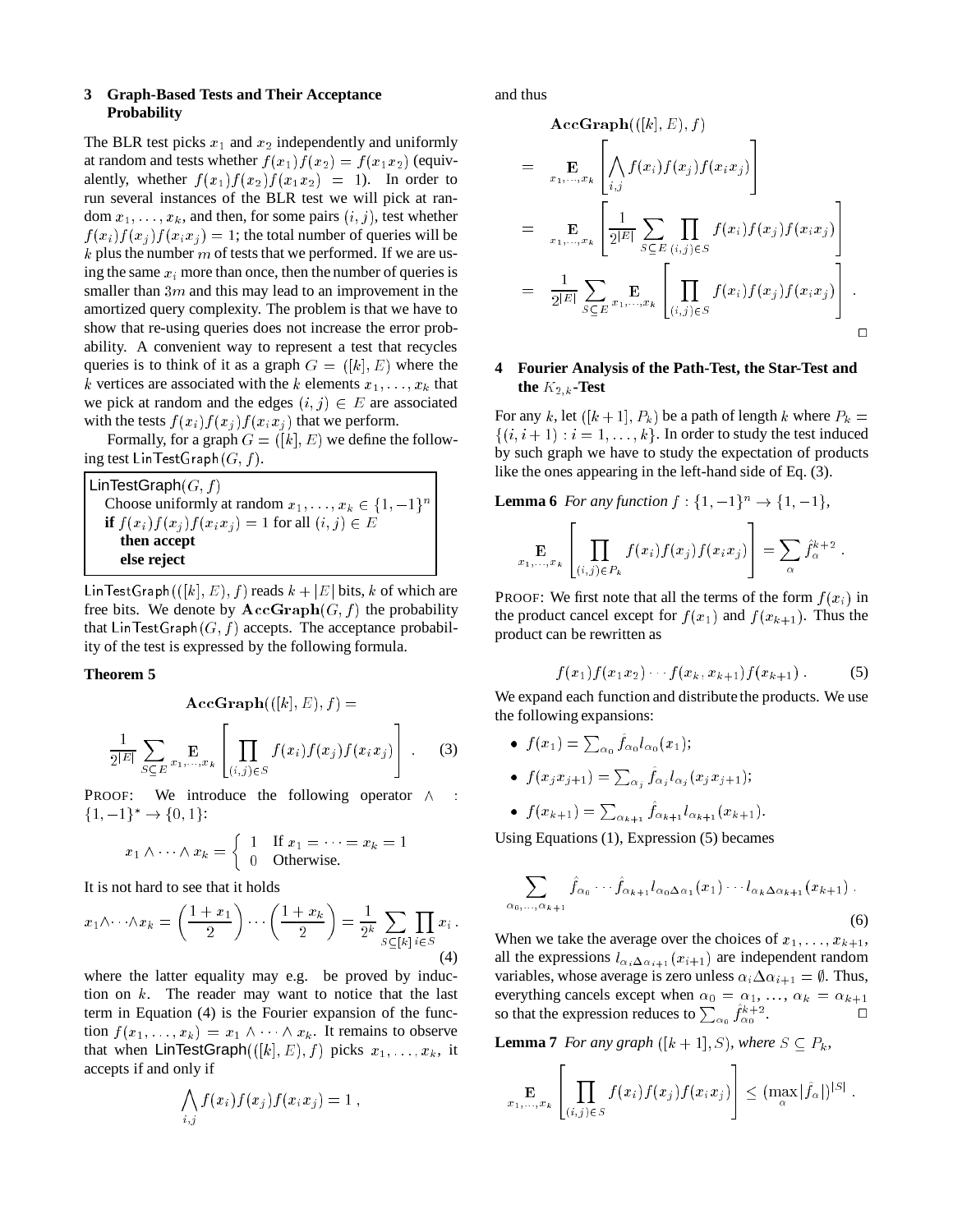### 3 Graph-Based Tests and Their Acceptance Probability

The BLR test picks $x_1$ and $x_2$ independently and uniformly at random and tests whether $f(x_1)f(x_2) = f(x_1 x_2)$ (equivalently, whether $f(x_1)f(x_2)f(x_1x_2) = 1$). In order to run several instances of the BLR test we will pick at random $x_1, \ldots, x_k$, and then, for some pairs $(i, j)$, test whether $f(x_i)f(x_j)f(x_ix_j) = 1$; the total number of queries will be $k$ plus the number $m$ of tests that we performed. If we are using the same $x_i$ more than once, then the number of queries is smaller than $3m$ and this may lead to an improvement in the amortized query complexity. The problem is that we have to show that re-using queries does not increase the error probability. A convenient way to represent a test that recycles queries is to think of it as a graph $G = ([k], E)$ where the $k$ vertices are associated with the $k$ elements $x_1, \ldots, x_k$ that we pick at random and the edges $(i, j) \in E$ are associated with the tests $f(x_i)f(x_j)f(x_ix_j)$ that we perform.

Formally, for a graph $G = ([k], E)$ we define the following test LinTestGraph$(G, f)$.

```
LinTestGraph(G, f)
   Choose uniformly at random x_1, ..., x_k ∈ {1, −1}^n
   if f(x_i)f(x_j)f(x_i x_j) = 1 for all (i, j) ∈ E
      then accept
      else reject
```

LinTestGraph$(([k], E), f)$ reads $k + |E|$ bits, $k$ of which are free bits. We denote by $\mathbf{AccGraph}(G, f)$ the probability that LinTestGraph$(G, f)$ accepts. The acceptance probability of the test is expressed by the following formula.

**Theorem 5**

$$\mathbf{AccGraph}(([k], E), f) =$$

$$\frac{1}{2^{|E|}} \sum_{S \subseteq E} \mathop{\mathbf{E}}_{x_1,\ldots,x_k} \left[ \prod_{(i,j)\in S} f(x_i)f(x_j)f(x_ix_j) \right] . \quad (3)$$

PROOF: We introduce the following operator $\wedge$ : $\{1, -1\}^* \to \{0, 1\}$:

$$x_1 \wedge \cdots \wedge x_k = \begin{cases} 1 & \text{If } x_1 = \cdots = x_k = 1 \\ 0 & \text{Otherwise.} \end{cases}$$

It is not hard to see that it holds

$$x_1 \wedge \cdots \wedge x_k = \left(\frac{1 + x_1}{2}\right) \cdots \left(\frac{1 + x_k}{2}\right) = \frac{1}{2^k} \sum_{S\subseteq[k]} \prod_{i \in S} x_i . \quad (4)$$

where the latter equality may e.g. be proved by induction on $k$. The reader may want to notice that the last term in Equation (4) is the Fourier expansion of the function $f(x_1, \ldots, x_k) = x_1 \wedge \cdots \wedge x_k$. It remains to observe that when LinTestGraph$(([k], E), f)$ picks $x_1, \ldots, x_k$, it accepts if and only if

$$\bigwedge_{i,j} f(x_i)f(x_j)f(x_ix_j) = 1 ,$$

and thus

$$\begin{aligned}
&\mathbf{AccGraph}(([k], E), f) \\
&= \mathop{\mathbf{E}}_{x_1,\ldots,x_k} \left[ \bigwedge_{i,j} f(x_i)f(x_j)f(x_ix_j) \right] \\
&= \mathop{\mathbf{E}}_{x_1,\ldots,x_k} \left[ \frac{1}{2^{|E|}} \sum_{S\subseteq E} \prod_{(i,j)\in S} f(x_i)f(x_j)f(x_ix_j) \right] \\
&= \frac{1}{2^{|E|}} \sum_{S\subseteq E} \mathop{\mathbf{E}}_{x_1,\ldots,x_k} \left[ \prod_{(i,j)\in S} f(x_i)f(x_j)f(x_ix_j) \right] .
\end{aligned}$$

□

### 4 Fourier Analysis of the Path-Test, the Star-Test and the $K_{2,k}$-Test

For any $k$, let $([k+1], P_k)$ be a path of length $k$ where $P_k = \{(i, i+1) : i = 1, \ldots, k\}$. In order to study the test induced by such graph we have to study the expectation of products like the ones appearing in the left-hand side of Eq. (3).

**Lemma 6** *For any function $f : \{1, -1\}^n \to \{1, -1\}$,*

$$\mathop{\mathbf{E}}_{x_1,\ldots,x_k} \left[ \prod_{(i,j)\in P_k} f(x_i)f(x_j)f(x_ix_j) \right] = \sum_\alpha \hat{f}_\alpha^{k+2} .$$

PROOF: We first note that all the terms of the form $f(x_i)$ in the product cancel except for $f(x_1)$ and $f(x_{k+1})$. Thus the product can be rewritten as

$$f(x_1)f(x_1x_2)\cdots f(x_k, x_{k+1})f(x_{k+1}) . \quad (5)$$

We expand each function and distribute the products. We use the following expansions:

- $f(x_1) = \sum_{\alpha_0} \hat{f}_{\alpha_0} l_{\alpha_0}(x_1)$;
- $f(x_jx_{j+1}) = \sum_{\alpha_j} \hat{f}_{\alpha_j} l_{\alpha_j}(x_jx_{j+1})$;
- $f(x_{k+1}) = \sum_{\alpha_{k+1}} \hat{f}_{\alpha_{k+1}} l_{\alpha_{k+1}}(x_{k+1})$.

Using Equations (1), Expression (5) becames

$$\sum_{\alpha_0,\ldots,\alpha_{k+1}} \hat{f}_{\alpha_0} \cdots \hat{f}_{\alpha_{k+1}} l_{\alpha_0\Delta\alpha_1}(x_1) \cdots l_{\alpha_k\Delta\alpha_{k+1}}(x_{k+1}) . \quad (6)$$

When we take the average over the choices of $x_1, \ldots, x_{k+1}$, all the expressions $l_{\alpha_i\Delta\alpha_{i+1}}(x_{i+1})$ are independent random variables, whose average is zero unless $\alpha_i\Delta\alpha_{i+1} = \emptyset$. Thus, everything cancels except when $\alpha_0 = \alpha_1, \ldots, \alpha_k = \alpha_{k+1}$ so that the expression reduces to $\sum_{\alpha_0} \hat{f}_{\alpha_0}^{k+2}$. □

**Lemma 7** *For any graph $([k+1], S)$, where $S \subseteq P_k$,*

$$\mathop{\mathbf{E}}_{x_1,\ldots,x_k} \left[ \prod_{(i,j)\in S} f(x_i)f(x_j)f(x_ix_j) \right] \leq (\max_\alpha |\hat{f}_\alpha|)^{|S|} .$$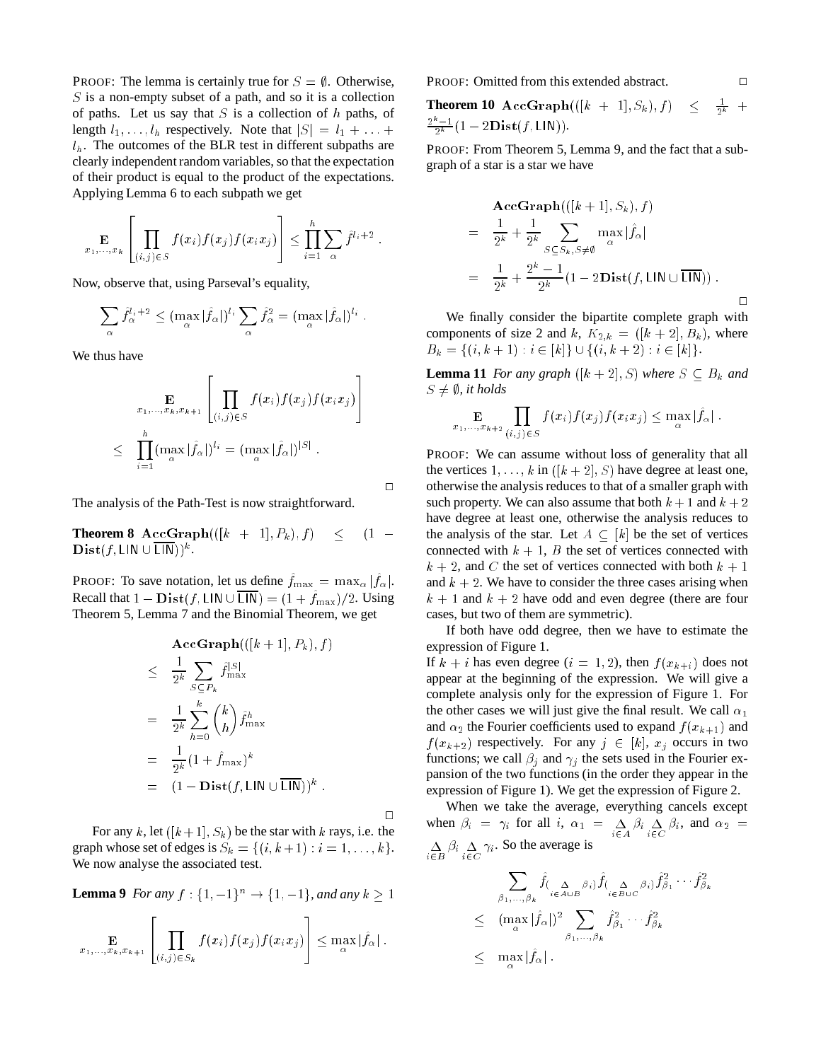PROOF: The lemma is certainly true for $S = \emptyset$. Otherwise, $S$ is a non-empty subset of a path, and so it is a collection of paths. Let us say that $S$ is a collection of $h$ paths, of length $l_1, \ldots, l_h$ respectively. Note that $|S| = l_1 + \ldots + l_h$. The outcomes of the BLR test in different subpaths are clearly independent random variables, so that the expectation of their product is equal to the product of the expectations. Applying Lemma 6 to each subpath we get

$$\mathop{\mathbf{E}}_{x_1,\ldots,x_k}\left[\prod_{(i,j)\in S} f(x_i)f(x_j)f(x_ix_j)\right] \leq \prod_{i=1}^{h}\sum_{\alpha}\hat{f}^{l_i+2} .$$

Now, observe that, using Parseval's equality,

$$\sum_{\alpha}\hat{f}_{\alpha}^{l_i+2} \leq (\max_{\alpha}|\hat{f}_{\alpha}|)^{l_i}\sum_{\alpha}\hat{f}_{\alpha}^2 = (\max_{\alpha}|\hat{f}_{\alpha}|)^{l_i} .$$

We thus have

$$\begin{aligned} &\mathop{\mathbf{E}}_{x_1,\ldots,x_k,x_{k+1}}\left[\prod_{(i,j)\in S} f(x_i)f(x_j)f(x_ix_j)\right] \\ \leq\ & \prod_{i=1}^{h}(\max_{\alpha}|\hat{f}_{\alpha}|)^{l_i} = (\max_{\alpha}|\hat{f}_{\alpha}|)^{|S|} . \end{aligned}$$

□

The analysis of the Path-Test is now straightforward.

**Theorem 8** $\mathbf{AccGraph}(([k+1], P_k), f) \leq (1 - \mathbf{Dist}(f, \mathsf{LIN} \cup \overline{\mathsf{LIN}}))^k$.

PROOF: To save notation, let us define $\hat{f}_{\max} = \max_{\alpha}|\hat{f}_{\alpha}|$. Recall that $1 - \mathbf{Dist}(f, \mathsf{LIN} \cup \overline{\mathsf{LIN}}) = (1 + \hat{f}_{\max})/2$. Using Theorem 5, Lemma 7 and the Binomial Theorem, we get

$$\begin{aligned} & \mathbf{AccGraph}(([k+1], P_k), f) \\ \leq\ & \frac{1}{2^k}\sum_{S\subseteq P_k}\hat{f}_{\max}^{|S|} \\ =\ & \frac{1}{2^k}\sum_{h=0}^{k}\binom{k}{h}\hat{f}_{\max}^{h} \\ =\ & \frac{1}{2^k}(1+\hat{f}_{\max})^k \\ =\ & (1 - \mathbf{Dist}(f, \mathsf{LIN} \cup \overline{\mathsf{LIN}}))^k . \end{aligned}$$

□

For any $k$, let $([k+1], S_k)$ be the star with $k$ rays, i.e. the graph whose set of edges is $S_k = \{(i, k+1) : i = 1, \ldots, k\}$. We now analyse the associated test.

**Lemma 9** *For any* $f : \{1,-1\}^n \to \{1,-1\}$*, and any* $k \geq 1$

$$\mathop{\mathbf{E}}_{x_1,\ldots,x_k,x_{k+1}}\left[\prod_{(i,j)\in S_k} f(x_i)f(x_j)f(x_ix_j)\right] \leq \max_{\alpha}|\hat{f}_{\alpha}| .$$

PROOF: Omitted from this extended abstract. □

**Theorem 10** $\mathbf{AccGraph}(([k+1], S_k), f) \leq \frac{1}{2^k} + \frac{2^k-1}{2^k}(1 - 2\mathbf{Dist}(f, \mathsf{LIN}))$.

PROOF: From Theorem 5, Lemma 9, and the fact that a subgraph of a star is a star we have

$$\begin{aligned} & \mathbf{AccGraph}(([k+1], S_k), f) \\ =\ & \frac{1}{2^k} + \frac{1}{2^k}\sum_{S\subseteq S_k, S\neq\emptyset}\max_{\alpha}|\hat{f}_{\alpha}| \\ =\ & \frac{1}{2^k} + \frac{2^k-1}{2^k}(1 - 2\mathbf{Dist}(f, \mathsf{LIN} \cup \overline{\mathsf{LIN}})) . \end{aligned}$$

□

We finally consider the bipartite complete graph with components of size 2 and $k$, $K_{2,k} = ([k+2], B_k)$, where $B_k = \{(i, k+1) : i \in [k]\} \cup \{(i, k+2) : i \in [k]\}$.

**Lemma 11** *For any graph* $([k+2], S)$ *where* $S \subseteq B_k$ *and* $S \neq \emptyset$*, it holds*

$$\mathop{\mathbf{E}}_{x_1,\ldots,x_{k+2}}\prod_{(i,j)\in S} f(x_i)f(x_j)f(x_ix_j) \leq \max_{\alpha}|\hat{f}_{\alpha}| .$$

PROOF: We can assume without loss of generality that all the vertices $1, \ldots, k$ in $([k+2], S)$ have degree at least one, otherwise the analysis reduces to that of a smaller graph with such property. We can also assume that both $k+1$ and $k+2$ have degree at least one, otherwise the analysis reduces to the analysis of the star. Let $A \subseteq [k]$ be the set of vertices connected with $k+1$, $B$ the set of vertices connected with $k+2$, and $C$ the set of vertices connected with both $k+1$ and $k+2$. We have to consider the three cases arising when $k+1$ and $k+2$ have odd and even degree (there are four cases, but two of them are symmetric).

If both have odd degree, then we have to estimate the expression of Figure 1.

If $k+i$ has even degree ($i = 1, 2$), then $f(x_{k+i})$ does not appear at the beginning of the expression. We will give a complete analysis only for the expression of Figure 1. For the other cases we will just give the final result. We call $\alpha_1$ and $\alpha_2$ the Fourier coefficients used to expand $f(x_{k+1})$ and $f(x_{k+2})$ respectively. For any $j \in [k]$, $x_j$ occurs in two functions; we call $\beta_j$ and $\gamma_j$ the sets used in the Fourier expansion of the two functions (in the order they appear in the expression of Figure 1). We get the expression of Figure 2.

When we take the average, everything cancels except when $\beta_i = \gamma_i$ for all $i$, $\alpha_1 = \Delta_{i\in A}\beta_i \Delta_{i\in C}\beta_i$, and $\alpha_2 = \Delta_{i\in B}\beta_i \Delta_{i\in C}\gamma_i$. So the average is

$$\begin{aligned} & \sum_{\beta_1,\ldots,\beta_k}\hat{f}_{(\Delta_{i\in A\cup B}\beta_i)}\hat{f}_{(\Delta_{i\in B\cup C}\beta_i)}\hat{f}_{\beta_1}^2\cdots\hat{f}_{\beta_k}^2 \\ \leq\ & (\max_{\alpha}|\hat{f}_{\alpha}|)^2\sum_{\beta_1,\ldots,\beta_k}\hat{f}_{\beta_1}^2\cdots\hat{f}_{\beta_k}^2 \\ \leq\ & \max_{\alpha}|\hat{f}_{\alpha}| . \end{aligned}$$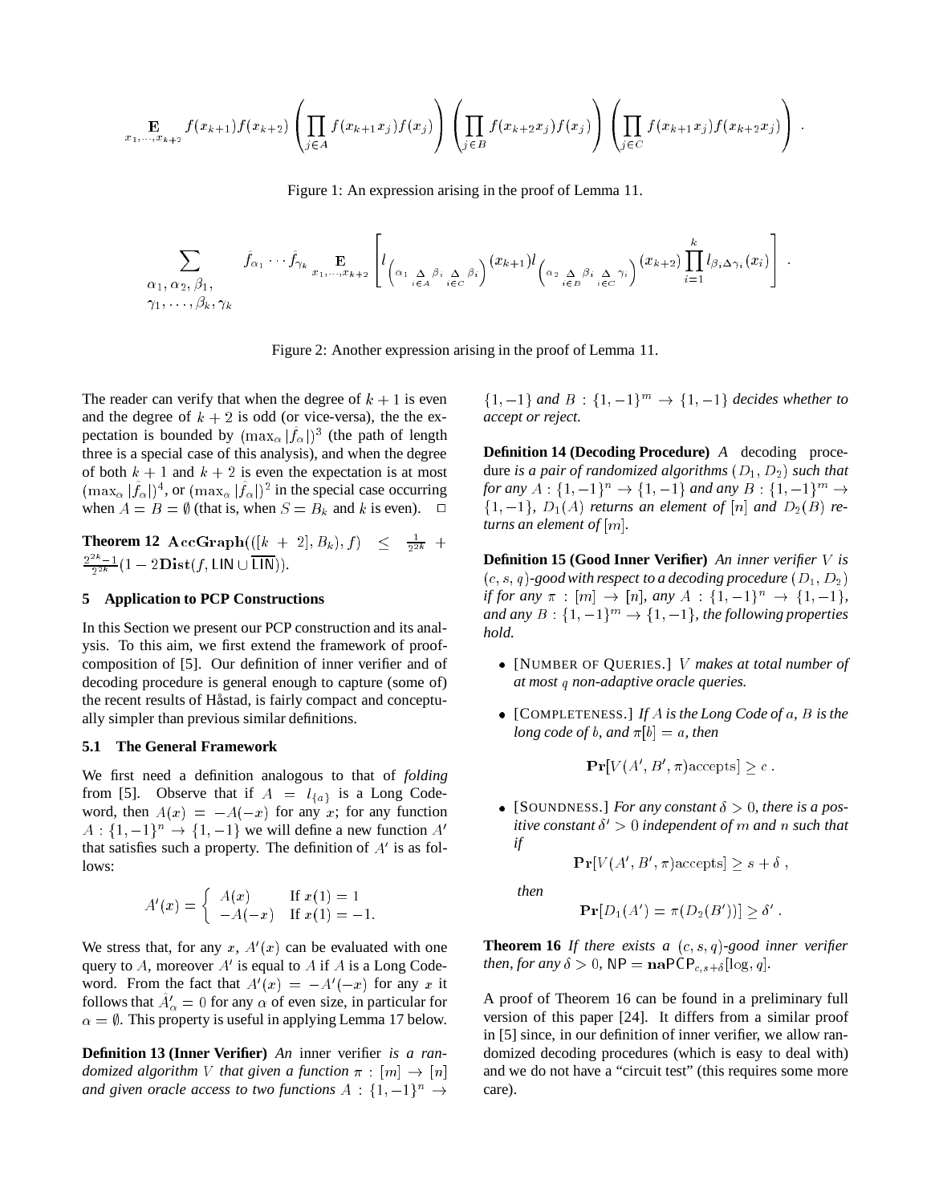$$\mathop{\mathbf{E}}_{x_1,\ldots,x_{k+2}} f(x_{k+1})f(x_{k+2})\left(\prod_{j\in A} f(x_{k+1}x_j)f(x_j)\right)\left(\prod_{j\in B} f(x_{k+2}x_j)f(x_j)\right)\left(\prod_{j\in C} f(x_{k+1}x_j)f(x_{k+2}x_j)\right) .$$

Figure 1: An expression arising in the proof of Lemma 11.

$$\sum_{\substack{\alpha_1,\alpha_2,\beta_1,\\ \gamma_1,\ldots,\beta_k,\gamma_k}} \hat{f}_{\alpha_1}\cdots\hat{f}_{\gamma_k} \mathop{\mathbf{E}}_{x_1,\ldots,x_{k+2}}\left[ l_{\left(\alpha_1 \underset{i\in A}{\Delta} \beta_i \underset{i\in C}{\Delta} \beta_i\right)}(x_{k+1}) l_{\left(\alpha_2 \underset{i\in B}{\Delta} \beta_i \underset{i\in C}{\Delta} \gamma_i\right)}(x_{k+2}) \prod_{i=1}^{k} l_{\beta_i\Delta\gamma_i}(x_i)\right] .$$

Figure 2: Another expression arising in the proof of Lemma 11.

The reader can verify that when the degree of $k+1$ is even and the degree of $k+2$ is odd (or vice-versa), the the expectation is bounded by $(\max_\alpha |\hat{f}_\alpha|)^3$ (the path of length three is a special case of this analysis), and when the degree of both $k+1$ and $k+2$ is even the expectation is at most $(\max_\alpha |\hat{f}_\alpha|)^4$, or $(\max_\alpha |\hat{f}_\alpha|)^2$ in the special case occurring when $A = B = \emptyset$ (that is, when $S = B_k$ and $k$ is even). $\Box$

**Theorem 12** $\mathbf{AccGraph}(([k+2], B_k), f) \leq \frac{1}{2^{2k}} + \frac{2^{2k}-1}{2^{2k}}(1 - 2\mathbf{Dist}(f, \mathsf{LIN} \cup \overline{\mathsf{LIN}}))$.

## 5 Application to PCP Constructions

In this Section we present our PCP construction and its analysis. To this aim, we first extend the framework of proof-composition of [5]. Our definition of inner verifier and of decoding procedure is general enough to capture (some of) the recent results of Håstad, is fairly compact and conceptually simpler than previous similar definitions.

### 5.1 The General Framework

We first need a definition analogous to that of *folding* from [5]. Observe that if $A = l_{\{a\}}$ is a Long Codeword, then $A(x) = -A(-x)$ for any $x$; for any function $A : \{1,-1\}^n \to \{1,-1\}$ we will define a new function $A'$ that satisfies such a property. The definition of $A'$ is as follows:

$$A'(x) = \begin{cases} A(x) & \text{If } x(1) = 1 \\ -A(-x) & \text{If } x(1) = -1. \end{cases}$$

We stress that, for any $x$, $A'(x)$ can be evaluated with one query to $A$, moreover $A'$ is equal to $A$ if $A$ is a Long Codeword. From the fact that $A'(x) = -A'(-x)$ for any $x$ it follows that $\hat{A}'_\alpha = 0$ for any $\alpha$ of even size, in particular for $\alpha = \emptyset$. This property is useful in applying Lemma 17 below.

**Definition 13 (Inner Verifier)** *An* inner verifier *is a randomized algorithm $V$ that given a function $\pi : [m] \to [n]$ and given oracle access to two functions $A : \{1,-1\}^n \to \{1,-1\}$ and $B : \{1,-1\}^m \to \{1,-1\}$ decides whether to accept or reject.*

**Definition 14 (Decoding Procedure)** *A* decoding procedure *is a pair of randomized algorithms $(D_1, D_2)$ such that for any $A : \{1,-1\}^n \to \{1,-1\}$ and any $B : \{1,-1\}^m \to \{1,-1\}$, $D_1(A)$ returns an element of $[n]$ and $D_2(B)$ returns an element of $[m]$.*

**Definition 15 (Good Inner Verifier)** *An inner verifier $V$ is $(c, s, q)$-good with respect to a decoding procedure $(D_1, D_2)$ if for any $\pi : [m] \to [n]$, any $A : \{1,-1\}^n \to \{1,-1\}$, and any $B : \{1,-1\}^m \to \{1,-1\}$, the following properties hold.*

- [NUMBER OF QUERIES.] *$V$ makes at total number of at most $q$ non-adaptive oracle queries.*
- [COMPLETENESS.] *If $A$ is the Long Code of $a$, $B$ is the long code of $b$, and $\pi[b] = a$, then*

  $$\mathbf{Pr}[V(A', B', \pi)\text{accepts}] \geq c .$$

- [SOUNDNESS.] *For any constant $\delta > 0$, there is a positive constant $\delta' > 0$ independent of $m$ and $n$ such that if*

  $$\mathbf{Pr}[V(A', B', \pi)\text{accepts}] \geq s + \delta ,$$

  *then*

  $$\mathbf{Pr}[D_1(A') = \pi(D_2(B'))] \geq \delta' .$$

**Theorem 16** *If there exists a $(c, s, q)$-good inner verifier then, for any $\delta > 0$, $\mathsf{NP} = \mathbf{na}\mathsf{PCP}_{c,s+\delta}[\log, q]$.*

A proof of Theorem 16 can be found in a preliminary full version of this paper [24]. It differs from a similar proof in [5] since, in our definition of inner verifier, we allow randomized decoding procedures (which is easy to deal with) and we do not have a "circuit test" (this requires some more care).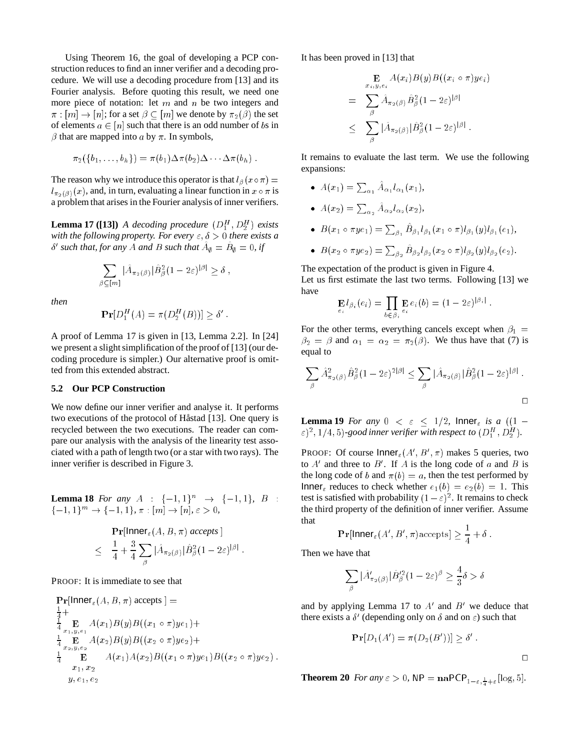Using Theorem 16, the goal of developing a PCP construction reduces to find an inner verifier and a decoding procedure. We will use a decoding procedure from [13] and its Fourier analysis. Before quoting this result, we need one more piece of notation: let $m$ and $n$ be two integers and $\pi : [m] \to [n]$; for a set $\beta \subseteq [m]$ we denote by $\pi_2(\beta)$ the set of elements $a \in [n]$ such that there is an odd number of $b$s in $\beta$ that are mapped into $a$ by $\pi$. In symbols,

$$\pi_2(\{b_1, \ldots, b_h\}) = \pi(b_1)\Delta\pi(b_2)\Delta\cdots\Delta\pi(b_h) \ .$$

The reason why we introduce this operator is that $l_\beta(x \circ \pi) = l_{\pi_2(\beta)}(x)$, and, in turn, evaluating a linear function in $x \circ \pi$ is a problem that arises in the Fourier analysis of inner verifiers.

**Lemma 17 ([13])** *A decoding procedure $(D_1^H, D_2^H)$ exists with the following property. For every $\varepsilon, \delta > 0$ there exists a $\delta'$ such that, for any $A$ and $B$ such that $\hat{A}_\emptyset = \hat{B}_\emptyset = 0$, if*

$$\sum_{\beta \subseteq [m]} |\hat{A}_{\pi_2(\beta)}|\hat{B}_\beta^2 (1 - 2\varepsilon)^{|\beta|} \geq \delta \ ,$$

*then*

$$\mathbf{Pr}[D_1^H(A) = \pi(D_2^H(B))] \geq \delta' \ .$$

A proof of Lemma 17 is given in [13, Lemma 2.2]. In [24] we present a slight simplification of the proof of [13] (our decoding procedure is simpler.) Our alternative proof is omitted from this extended abstract.

### 5.2 Our PCP Construction

We now define our inner verifier and analyse it. It performs two executions of the protocol of Håstad [13]. One query is recycled between the two executions. The reader can compare our analysis with the analysis of the linearity test associated with a path of length two (or a star with two rays). The inner verifier is described in Figure 3.

**Lemma 18** *For any $A : \{-1, 1\}^n \to \{-1, 1\}$, $B : \{-1, 1\}^m \to \{-1, 1\}$, $\pi : [m] \to [n]$, $\varepsilon > 0$,*

$$\begin{aligned} &\mathbf{Pr}[\mathsf{Inner}_\varepsilon(A, B, \pi) \textit{ accepts}] \\ \leq \ & \frac{1}{4} + \frac{3}{4}\sum_\beta |\hat{A}_{\pi_2(\beta)}|\hat{B}_\beta^2 (1 - 2\varepsilon)^{|\beta|} \ . \end{aligned}$$

PROOF: It is immediate to see that

$$\begin{aligned} &\mathbf{Pr}[\mathsf{Inner}_\varepsilon(A, B, \pi) \text{ accepts}] = \\ &\tfrac{1}{4} + \\ &\tfrac{1}{4} \mathop{\mathbf{E}}_{x_1, y, e_1} A(x_1)B(y)B((x_1 \circ \pi)ye_1) + \\ &\tfrac{1}{4} \mathop{\mathbf{E}}_{x_2, y, e_2} A(x_2)B(y)B((x_2 \circ \pi)ye_2) + \\ &\tfrac{1}{4} \mathop{\mathbf{E}}_{\substack{x_1, x_2 \\ y, e_1, e_2}} A(x_1)A(x_2)B((x_1 \circ \pi)ye_1)B((x_2 \circ \pi)ye_2) \ . \end{aligned}$$

It has been proved in [13] that

$$\begin{aligned} & \mathop{\mathbf{E}}_{x_i, y, e_i} A(x_i)B(y)B((x_i \circ \pi)ye_i) \\ = \ & \sum_\beta \hat{A}_{\pi_2(\beta)} \hat{B}_\beta^2 (1 - 2\varepsilon)^{|\beta|} \\ \leq \ & \sum_\beta |\hat{A}_{\pi_2(\beta)}|\hat{B}_\beta^2 (1 - 2\varepsilon)^{|\beta|} \ . \end{aligned}$$

It remains to evaluate the last term. We use the following expansions:

- $A(x_1) = \sum_{\alpha_1} \hat{A}_{\alpha_1} l_{\alpha_1}(x_1)$,
- $A(x_2) = \sum_{\alpha_2} \hat{A}_{\alpha_2} l_{\alpha_2}(x_2)$,
- $B(x_1 \circ \pi y e_1) = \sum_{\beta_1} \hat{B}_{\beta_1} l_{\beta_1}(x_1 \circ \pi) l_{\beta_1}(y) l_{\beta_1}(e_1)$,
- $B(x_2 \circ \pi y e_2) = \sum_{\beta_2} \hat{B}_{\beta_2} l_{\beta_2}(x_2 \circ \pi) l_{\beta_2}(y) l_{\beta_2}(e_2)$.

The expectation of the product is given in Figure 4.
Let us first estimate the last two terms. Following [13] we have

$$\mathop{\mathbf{E}}_{e_i} l_{\beta_i}(e_i) = \prod_{b \in \beta_i} \mathop{\mathbf{E}}_{e_i} e_i(b) = (1 - 2\varepsilon)^{|\beta_i|} \ .$$

For the other terms, everything cancels except when $\beta_1 = \beta_2 = \beta$ and $\alpha_1 = \alpha_2 = \pi_2(\beta)$. We thus have that (7) is equal to

$$\sum_\beta \hat{A}_{\pi_2(\beta)}^2 \hat{B}_\beta^2 (1 - 2\varepsilon)^{2|\beta|} \leq \sum_\beta |\hat{A}_{\pi_2(\beta)}|\hat{B}_\beta^2 (1 - 2\varepsilon)^{|\beta|} \ .$$

□

**Lemma 19** *For any $0 < \varepsilon \leq 1/2$, $\mathsf{Inner}_\varepsilon$ is a $((1 - \varepsilon)^2, 1/4, 5)$-good inner verifier with respect to $(D_1^H, D_2^H)$.*

PROOF: Of course $\mathsf{Inner}_\varepsilon(A', B', \pi)$ makes 5 queries, two to $A'$ and three to $B'$. If $A$ is the long code of $a$ and $B$ is the long code of $b$ and $\pi(b) = a$, then the test performed by $\mathsf{Inner}_\varepsilon$ reduces to check whether $e_1(b) = e_2(b) = 1$. This test is satisfied with probability $(1 - \varepsilon)^2$. It remains to check the third property of the definition of inner verifier. Assume that

$$\mathbf{Pr}[\mathsf{Inner}_\varepsilon(A', B', \pi)\text{accepts}] \geq \frac{1}{4} + \delta \ .$$

Then we have that

$$\sum_\beta |\hat{A}'_{\pi_2(\beta)}|\hat{B}'^2_\beta (1 - 2\varepsilon)^\beta \geq \frac{4}{3}\delta > \delta$$

and by applying Lemma 17 to $A'$ and $B'$ we deduce that there exists a $\delta'$ (depending only on $\delta$ and on $\varepsilon$) such that

$$\mathbf{Pr}[D_1(A') = \pi(D_2(B'))] \geq \delta' \ .$$

□

**Theorem 20** *For any $\varepsilon > 0$, $\mathsf{NP} = \mathbf{na}\mathsf{PCP}_{1-\varepsilon, \frac{1}{4}+\varepsilon}[\log, 5]$.*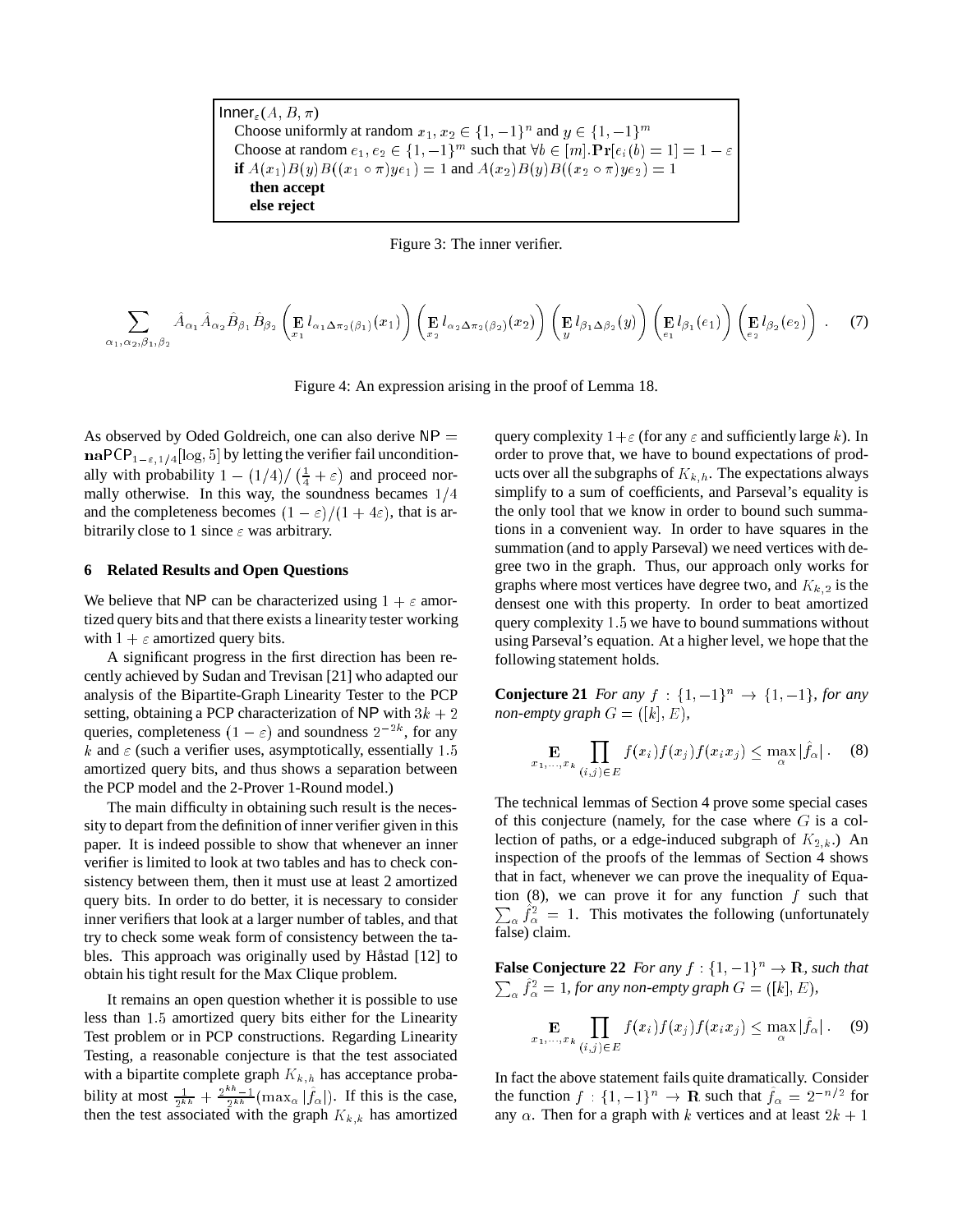```
Inner_ε(A, B, π)
    Choose uniformly at random x_1, x_2 ∈ {1, −1}^n and y ∈ {1, −1}^m
    Choose at random e_1, e_2 ∈ {1, −1}^m such that ∀b ∈ [m].Pr[e_i(b) = 1] = 1 − ε
    if A(x_1)B(y)B((x_1 ∘ π)ye_1) = 1 and A(x_2)B(y)B((x_2 ∘ π)ye_2) = 1
        then accept
        else reject
```

Figure 3: The inner verifier.

$$\sum_{\alpha_1,\alpha_2,\beta_1,\beta_2} \hat{A}_{\alpha_1}\hat{A}_{\alpha_2}\hat{B}_{\beta_1}\hat{B}_{\beta_2}\left(\mathbf{E}_{x_1} l_{\alpha_1 \Delta \pi_2(\beta_1)}(x_1)\right)\left(\mathbf{E}_{x_2} l_{\alpha_2 \Delta \pi_2(\beta_2)}(x_2)\right)\left(\mathbf{E}_{y} l_{\beta_1 \Delta \beta_2}(y)\right)\left(\mathbf{E}_{e_1} l_{\beta_1}(e_1)\right)\left(\mathbf{E}_{e_2} l_{\beta_2}(e_2)\right) . \quad (7)$$

Figure 4: An expression arising in the proof of Lemma 18.

As observed by Oded Goldreich, one can also derive $\mathsf{NP} = \mathbf{na}\mathsf{PCP}_{1-\varepsilon,1/4}[\log, 5]$ by letting the verifier fail unconditionally with probability $1 - (1/4)/\left(\frac{1}{4}+\varepsilon\right)$ and proceed normally otherwise. In this way, the soundness becames $1/4$ and the completeness becomes $(1-\varepsilon)/(1+4\varepsilon)$, that is arbitrarily close to 1 since $\varepsilon$ was arbitrary.

## 6 Related Results and Open Questions

We believe that NP can be characterized using $1+\varepsilon$ amortized query bits and that there exists a linearity tester working with $1+\varepsilon$ amortized query bits.

A significant progress in the first direction has been recently achieved by Sudan and Trevisan [21] who adapted our analysis of the Bipartite-Graph Linearity Tester to the PCP setting, obtaining a PCP characterization of NP with $3k+2$ queries, completeness $(1-\varepsilon)$ and soundness $2^{-2k}$, for any $k$ and $\varepsilon$ (such a verifier uses, asymptotically, essentially 1.5 amortized query bits, and thus shows a separation between the PCP model and the 2-Prover 1-Round model.)

The main difficulty in obtaining such result is the necessity to depart from the definition of inner verifier given in this paper. It is indeed possible to show that whenever an inner verifier is limited to look at two tables and has to check consistency between them, then it must use at least 2 amortized query bits. In order to do better, it is necessary to consider inner verifiers that look at a larger number of tables, and that try to check some weak form of consistency between the tables. This approach was originally used by Håstad [12] to obtain his tight result for the Max Clique problem.

It remains an open question whether it is possible to use less than 1.5 amortized query bits either for the Linearity Test problem or in PCP constructions. Regarding Linearity Testing, a reasonable conjecture is that the test associated with a bipartite complete graph $K_{k,h}$ has acceptance probability at most $\frac{1}{2^{kh}} + \frac{2^{kh}-1}{2^{kh}}(\max_\alpha |\hat{f}_\alpha|)$. If this is the case, then the test associated with the graph $K_{k,k}$ has amortized query complexity $1+\varepsilon$ (for any $\varepsilon$ and sufficiently large $k$). In order to prove that, we have to bound expectations of products over all the subgraphs of $K_{k,h}$. The expectations always simplify to a sum of coefficients, and Parseval's equality is the only tool that we know in order to bound such summations in a convenient way. In order to have squares in the summation (and to apply Parseval) we need vertices with degree two in the graph. Thus, our approach only works for graphs where most vertices have degree two, and $K_{k,2}$ is the densest one with this property. In order to beat amortized query complexity 1.5 we have to bound summations without using Parseval's equation. At a higher level, we hope that the following statement holds.

**Conjecture 21** *For any $f : \{1,-1\}^n \to \{1,-1\}$, for any non-empty graph $G = ([k], E)$,*

$$\mathop{\mathbf{E}}_{x_1,\ldots,x_k} \prod_{(i,j)\in E} f(x_i)f(x_j)f(x_i x_j) \le \max_\alpha |\hat{f}_\alpha| . \quad (8)$$

The technical lemmas of Section 4 prove some special cases of this conjecture (namely, for the case where $G$ is a collection of paths, or a edge-induced subgraph of $K_{2,k}$.) An inspection of the proofs of the lemmas of Section 4 shows that in fact, whenever we can prove the inequality of Equation (8), we can prove it for any function $f$ such that $\sum_\alpha \hat{f}_\alpha^2 = 1$. This motivates the following (unfortunately false) claim.

**False Conjecture 22** *For any $f : \{1,-1\}^n \to \mathbf{R}$, such that $\sum_\alpha \hat{f}_\alpha^2 = 1$, for any non-empty graph $G = ([k], E)$,*

$$\mathop{\mathbf{E}}_{x_1,\ldots,x_k} \prod_{(i,j)\in E} f(x_i)f(x_j)f(x_i x_j) \le \max_\alpha |\hat{f}_\alpha| . \quad (9)$$

In fact the above statement fails quite dramatically. Consider the function $f : \{1,-1\}^n \to \mathbf{R}$ such that $\hat{f}_\alpha = 2^{-n/2}$ for any $\alpha$. Then for a graph with $k$ vertices and at least $2k+1$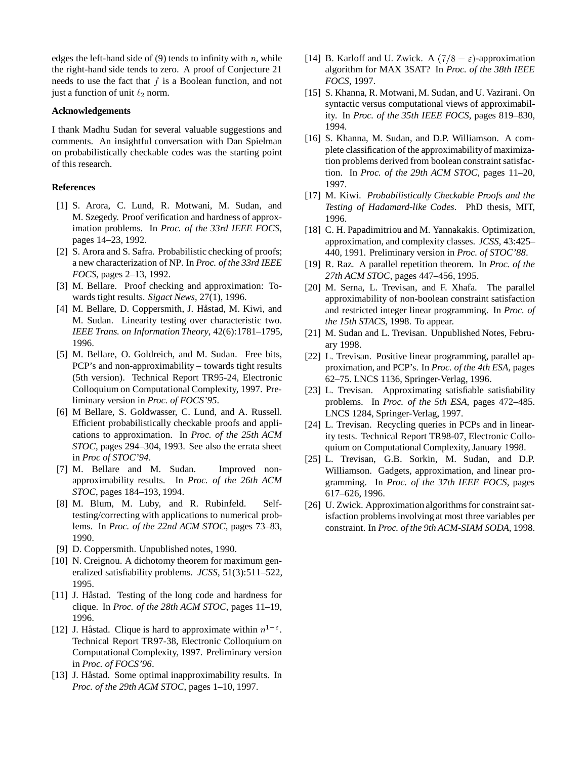edges the left-hand side of (9) tends to infinity with $n$, while the right-hand side tends to zero. A proof of Conjecture 21 needs to use the fact that $f$ is a Boolean function, and not just a function of unit $\ell_2$ norm.

### Acknowledgements

I thank Madhu Sudan for several valuable suggestions and comments. An insightful conversation with Dan Spielman on probabilistically checkable codes was the starting point of this research.

### References

[1] S. Arora, C. Lund, R. Motwani, M. Sudan, and M. Szegedy. Proof verification and hardness of approximation problems. In *Proc. of the 33rd IEEE FOCS*, pages 14–23, 1992.

[2] S. Arora and S. Safra. Probabilistic checking of proofs; a new characterization of NP. In *Proc. of the 33rd IEEE FOCS*, pages 2–13, 1992.

[3] M. Bellare. Proof checking and approximation: Towards tight results. *Sigact News*, 27(1), 1996.

[4] M. Bellare, D. Coppersmith, J. Håstad, M. Kiwi, and M. Sudan. Linearity testing over characteristic two. *IEEE Trans. on Information Theory*, 42(6):1781–1795, 1996.

[5] M. Bellare, O. Goldreich, and M. Sudan. Free bits, PCP's and non-approximability – towards tight results (5th version). Technical Report TR95-24, Electronic Colloquium on Computational Complexity, 1997. Preliminary version in *Proc. of FOCS'95*.

[6] M Bellare, S. Goldwasser, C. Lund, and A. Russell. Efficient probabilistically checkable proofs and applications to approximation. In *Proc. of the 25th ACM STOC*, pages 294–304, 1993. See also the errata sheet in *Proc of STOC'94*.

[7] M. Bellare and M. Sudan. Improved non-approximability results. In *Proc. of the 26th ACM STOC*, pages 184–193, 1994.

[8] M. Blum, M. Luby, and R. Rubinfeld. Self-testing/correcting with applications to numerical problems. In *Proc. of the 22nd ACM STOC*, pages 73–83, 1990.

[9] D. Coppersmith. Unpublished notes, 1990.

[10] N. Creignou. A dichotomy theorem for maximum generalized satisfiability problems. *JCSS*, 51(3):511–522, 1995.

[11] J. Håstad. Testing of the long code and hardness for clique. In *Proc. of the 28th ACM STOC*, pages 11–19, 1996.

[12] J. Håstad. Clique is hard to approximate within $n^{1-\varepsilon}$. Technical Report TR97-38, Electronic Colloquium on Computational Complexity, 1997. Preliminary version in *Proc. of FOCS'96*.

[13] J. Håstad. Some optimal inapproximability results. In *Proc. of the 29th ACM STOC*, pages 1–10, 1997.

[14] B. Karloff and U. Zwick. A $(7/8-\varepsilon)$-approximation algorithm for MAX 3SAT? In *Proc. of the 38th IEEE FOCS*, 1997.

[15] S. Khanna, R. Motwani, M. Sudan, and U. Vazirani. On syntactic versus computational views of approximability. In *Proc. of the 35th IEEE FOCS*, pages 819–830, 1994.

[16] S. Khanna, M. Sudan, and D.P. Williamson. A complete classification of the approximability of maximization problems derived from boolean constraint satisfaction. In *Proc. of the 29th ACM STOC*, pages 11–20, 1997.

[17] M. Kiwi. *Probabilistically Checkable Proofs and the Testing of Hadamard-like Codes*. PhD thesis, MIT, 1996.

[18] C. H. Papadimitriou and M. Yannakakis. Optimization, approximation, and complexity classes. *JCSS*, 43:425–440, 1991. Preliminary version in *Proc. of STOC'88*.

[19] R. Raz. A parallel repetition theorem. In *Proc. of the 27th ACM STOC*, pages 447–456, 1995.

[20] M. Serna, L. Trevisan, and F. Xhafa. The parallel approximability of non-boolean constraint satisfaction and restricted integer linear programming. In *Proc. of the 15th STACS*, 1998. To appear.

[21] M. Sudan and L. Trevisan. Unpublished Notes, February 1998.

[22] L. Trevisan. Positive linear programming, parallel approximation, and PCP's. In *Proc. of the 4th ESA*, pages 62–75. LNCS 1136, Springer-Verlag, 1996.

[23] L. Trevisan. Approximating satisfiable satisfiability problems. In *Proc. of the 5th ESA*, pages 472–485. LNCS 1284, Springer-Verlag, 1997.

[24] L. Trevisan. Recycling queries in PCPs and in linearity tests. Technical Report TR98-07, Electronic Colloquium on Computational Complexity, January 1998.

[25] L. Trevisan, G.B. Sorkin, M. Sudan, and D.P. Williamson. Gadgets, approximation, and linear programming. In *Proc. of the 37th IEEE FOCS*, pages 617–626, 1996.

[26] U. Zwick. Approximation algorithms for constraint satisfaction problems involving at most three variables per constraint. In *Proc. of the 9th ACM-SIAM SODA*, 1998.